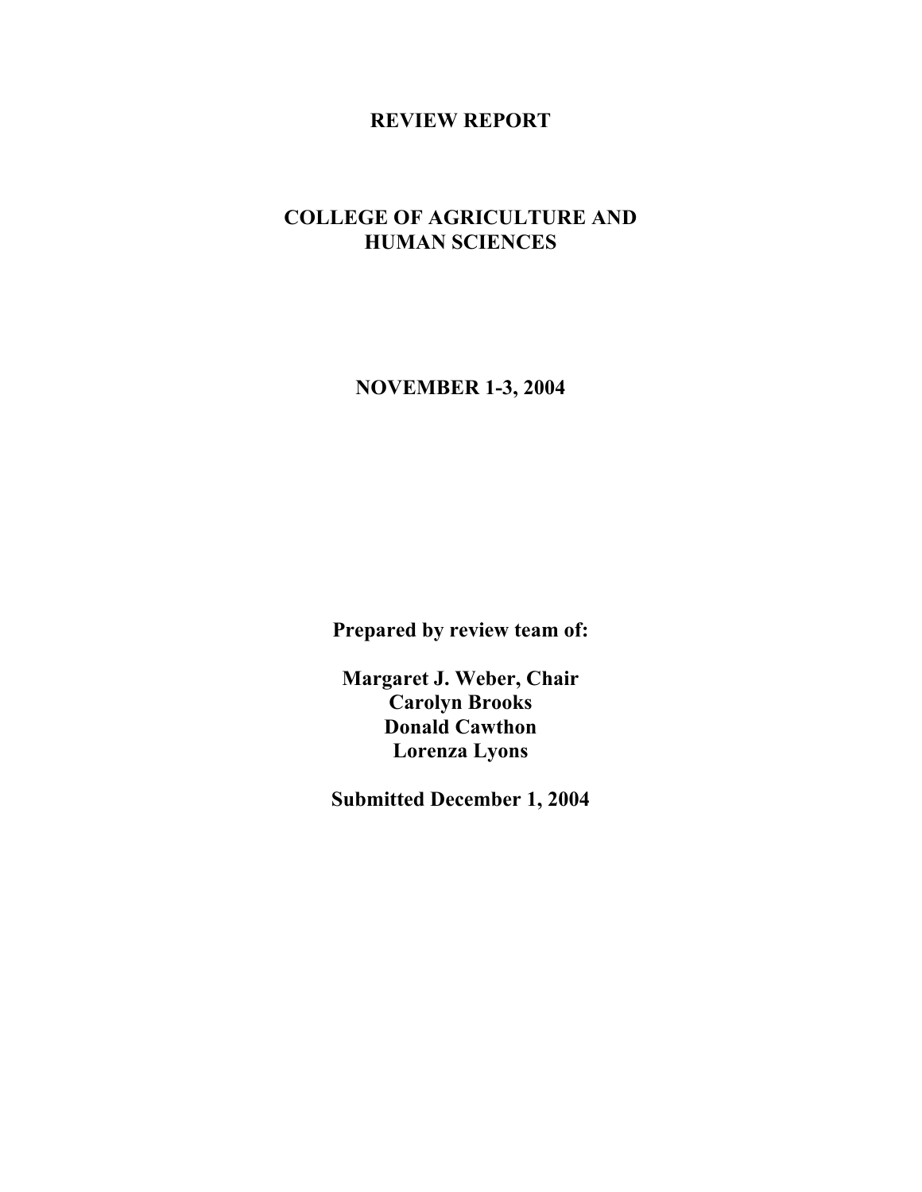# REVIEW REPORT

# COLLEGE OF AGRICULTURE AND HUMAN SCIENCES

**NOVEMBER 1-3, 2004**

**Prepared by review team of:**

**Margaret J. Weber, Chair**
**Carolyn Brooks**
**Donald Cawthon**
**Lorenza Lyons**

**Submitted December 1, 2004**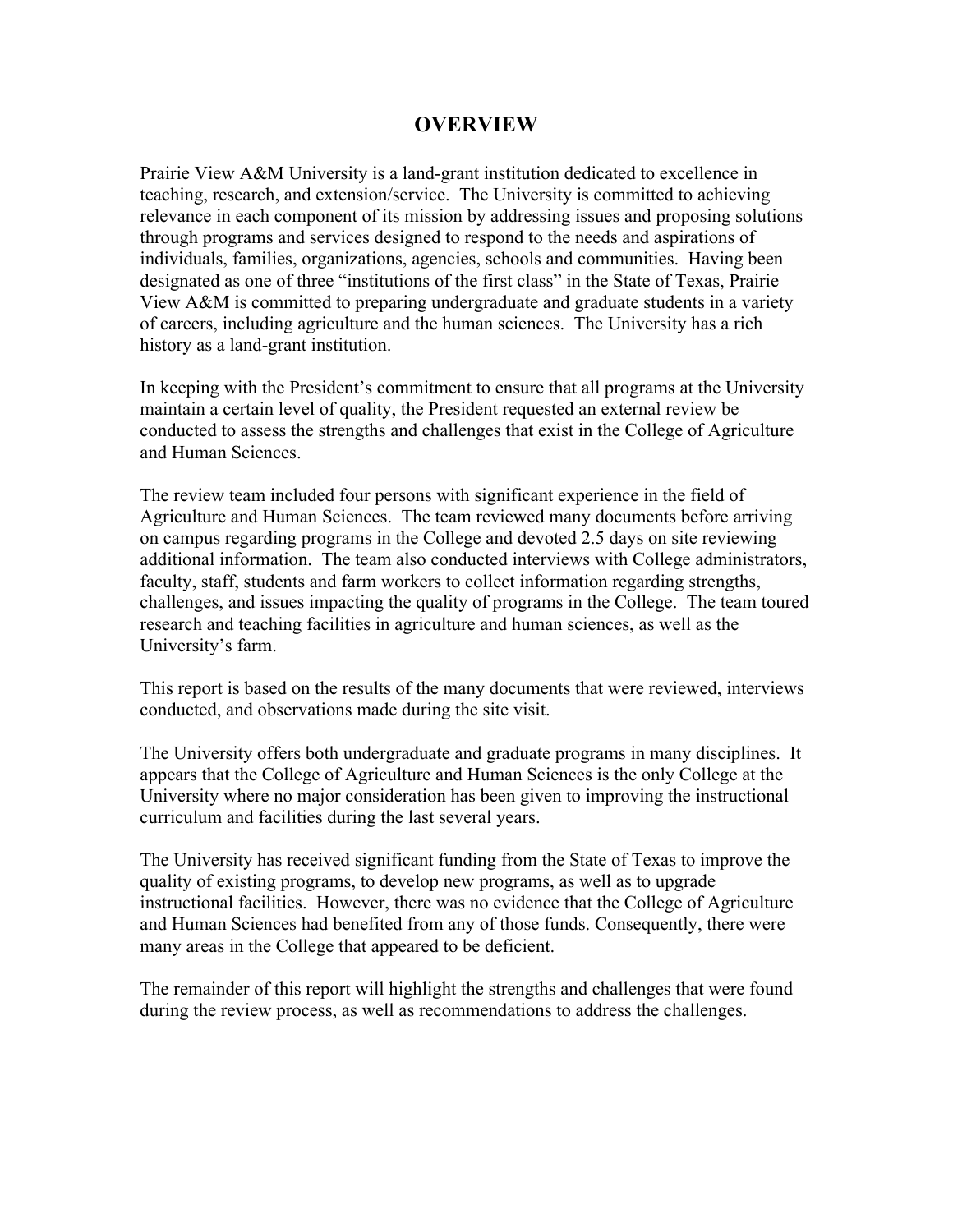# OVERVIEW

Prairie View A&M University is a land-grant institution dedicated to excellence in teaching, research, and extension/service. The University is committed to achieving relevance in each component of its mission by addressing issues and proposing solutions through programs and services designed to respond to the needs and aspirations of individuals, families, organizations, agencies, schools and communities. Having been designated as one of three "institutions of the first class" in the State of Texas, Prairie View A&M is committed to preparing undergraduate and graduate students in a variety of careers, including agriculture and the human sciences. The University has a rich history as a land-grant institution.

In keeping with the President's commitment to ensure that all programs at the University maintain a certain level of quality, the President requested an external review be conducted to assess the strengths and challenges that exist in the College of Agriculture and Human Sciences.

The review team included four persons with significant experience in the field of Agriculture and Human Sciences. The team reviewed many documents before arriving on campus regarding programs in the College and devoted 2.5 days on site reviewing additional information. The team also conducted interviews with College administrators, faculty, staff, students and farm workers to collect information regarding strengths, challenges, and issues impacting the quality of programs in the College. The team toured research and teaching facilities in agriculture and human sciences, as well as the University's farm.

This report is based on the results of the many documents that were reviewed, interviews conducted, and observations made during the site visit.

The University offers both undergraduate and graduate programs in many disciplines. It appears that the College of Agriculture and Human Sciences is the only College at the University where no major consideration has been given to improving the instructional curriculum and facilities during the last several years.

The University has received significant funding from the State of Texas to improve the quality of existing programs, to develop new programs, as well as to upgrade instructional facilities. However, there was no evidence that the College of Agriculture and Human Sciences had benefited from any of those funds. Consequently, there were many areas in the College that appeared to be deficient.

The remainder of this report will highlight the strengths and challenges that were found during the review process, as well as recommendations to address the challenges.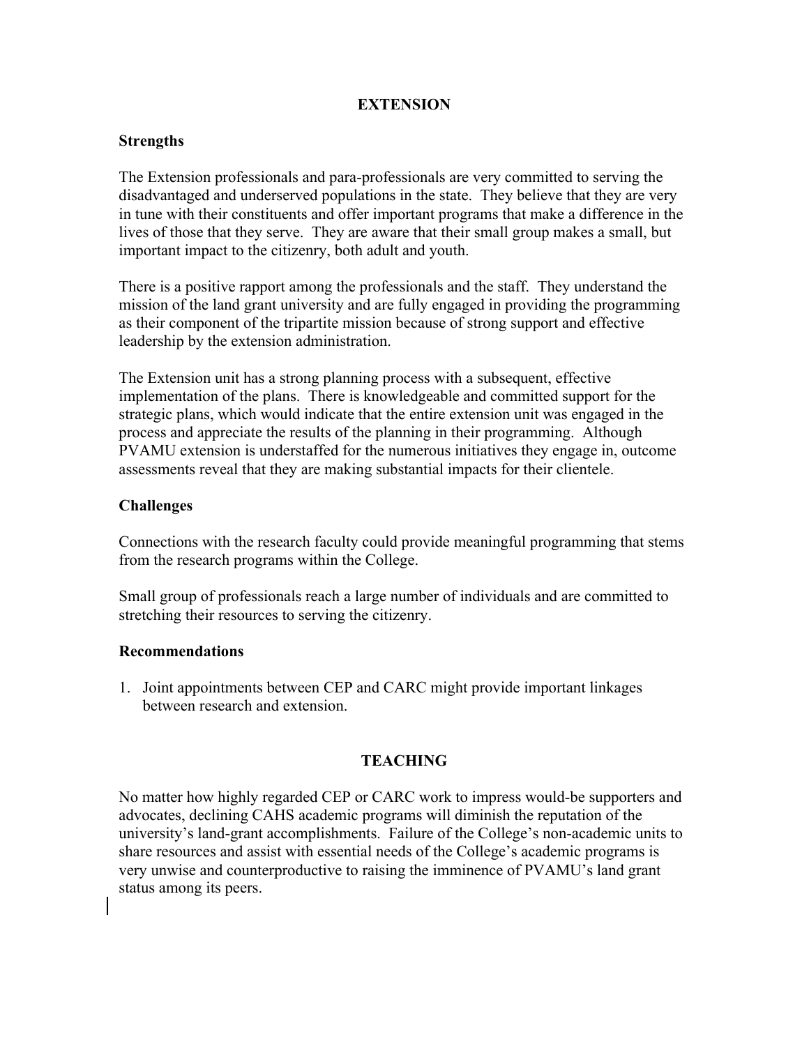## EXTENSION

### Strengths

The Extension professionals and para-professionals are very committed to serving the disadvantaged and underserved populations in the state. They believe that they are very in tune with their constituents and offer important programs that make a difference in the lives of those that they serve. They are aware that their small group makes a small, but important impact to the citizenry, both adult and youth.

There is a positive rapport among the professionals and the staff. They understand the mission of the land grant university and are fully engaged in providing the programming as their component of the tripartite mission because of strong support and effective leadership by the extension administration.

The Extension unit has a strong planning process with a subsequent, effective implementation of the plans. There is knowledgeable and committed support for the strategic plans, which would indicate that the entire extension unit was engaged in the process and appreciate the results of the planning in their programming. Although PVAMU extension is understaffed for the numerous initiatives they engage in, outcome assessments reveal that they are making substantial impacts for their clientele.

### Challenges

Connections with the research faculty could provide meaningful programming that stems from the research programs within the College.

Small group of professionals reach a large number of individuals and are committed to stretching their resources to serving the citizenry.

### Recommendations

1. Joint appointments between CEP and CARC might provide important linkages between research and extension.

## TEACHING

No matter how highly regarded CEP or CARC work to impress would-be supporters and advocates, declining CAHS academic programs will diminish the reputation of the university's land-grant accomplishments. Failure of the College's non-academic units to share resources and assist with essential needs of the College's academic programs is very unwise and counterproductive to raising the imminence of PVAMU's land grant status among its peers.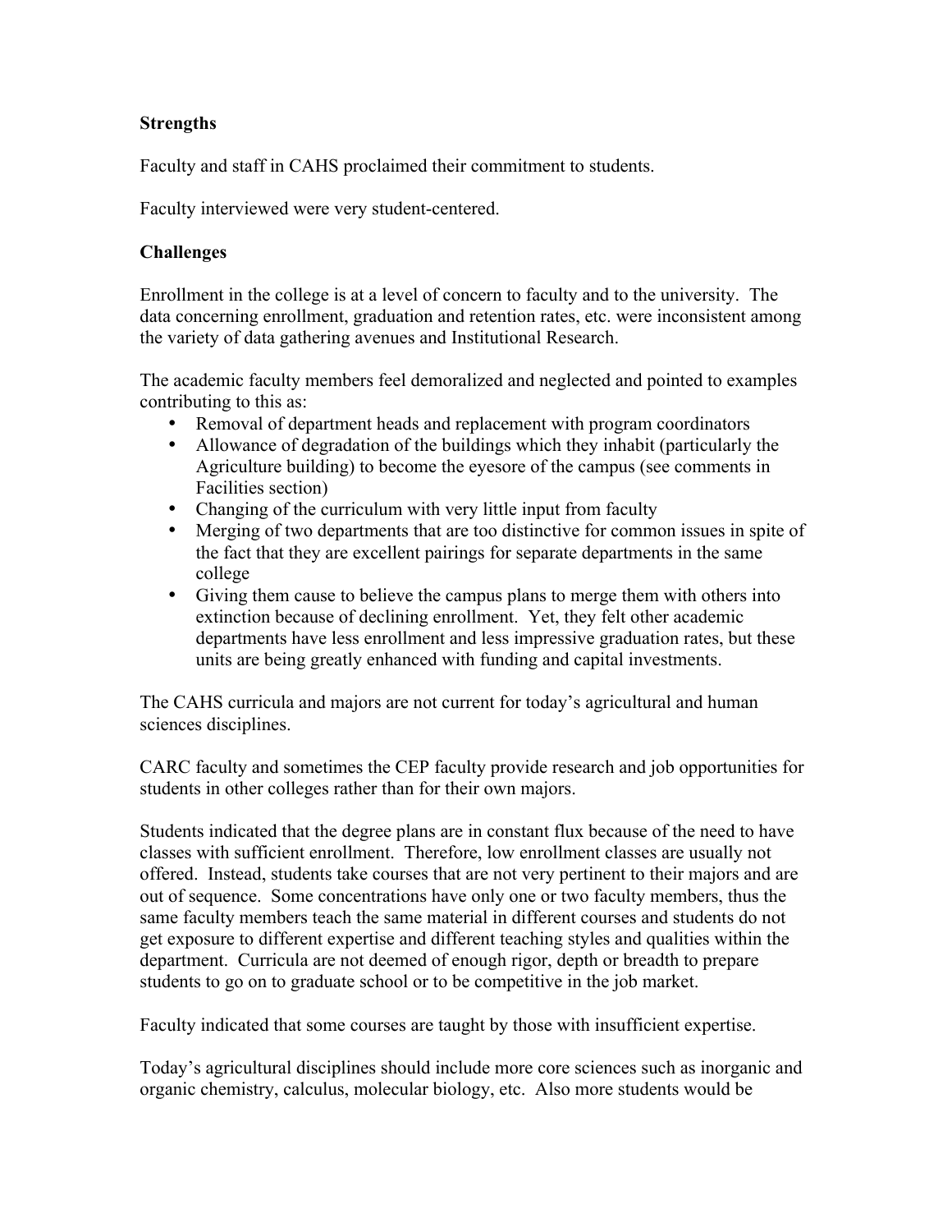**Strengths**

Faculty and staff in CAHS proclaimed their commitment to students.

Faculty interviewed were very student-centered.

**Challenges**

Enrollment in the college is at a level of concern to faculty and to the university. The data concerning enrollment, graduation and retention rates, etc. were inconsistent among the variety of data gathering avenues and Institutional Research.

The academic faculty members feel demoralized and neglected and pointed to examples contributing to this as:

- Removal of department heads and replacement with program coordinators
- Allowance of degradation of the buildings which they inhabit (particularly the Agriculture building) to become the eyesore of the campus (see comments in Facilities section)
- Changing of the curriculum with very little input from faculty
- Merging of two departments that are too distinctive for common issues in spite of the fact that they are excellent pairings for separate departments in the same college
- Giving them cause to believe the campus plans to merge them with others into extinction because of declining enrollment. Yet, they felt other academic departments have less enrollment and less impressive graduation rates, but these units are being greatly enhanced with funding and capital investments.

The CAHS curricula and majors are not current for today's agricultural and human sciences disciplines.

CARC faculty and sometimes the CEP faculty provide research and job opportunities for students in other colleges rather than for their own majors.

Students indicated that the degree plans are in constant flux because of the need to have classes with sufficient enrollment. Therefore, low enrollment classes are usually not offered. Instead, students take courses that are not very pertinent to their majors and are out of sequence. Some concentrations have only one or two faculty members, thus the same faculty members teach the same material in different courses and students do not get exposure to different expertise and different teaching styles and qualities within the department. Curricula are not deemed of enough rigor, depth or breadth to prepare students to go on to graduate school or to be competitive in the job market.

Faculty indicated that some courses are taught by those with insufficient expertise.

Today's agricultural disciplines should include more core sciences such as inorganic and organic chemistry, calculus, molecular biology, etc. Also more students would be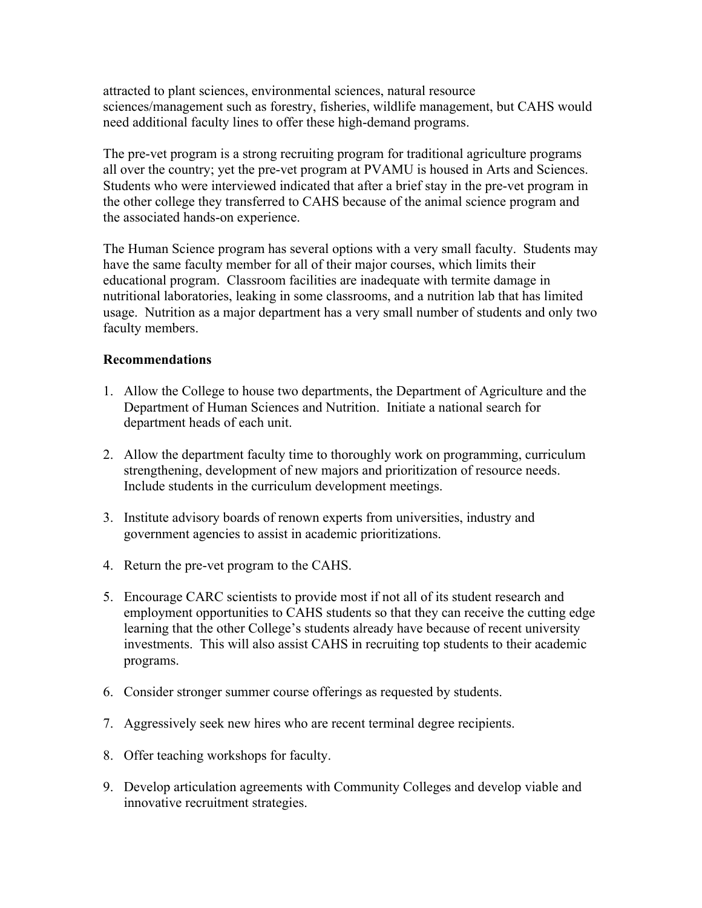attracted to plant sciences, environmental sciences, natural resource sciences/management such as forestry, fisheries, wildlife management, but CAHS would need additional faculty lines to offer these high-demand programs.

The pre-vet program is a strong recruiting program for traditional agriculture programs all over the country; yet the pre-vet program at PVAMU is housed in Arts and Sciences. Students who were interviewed indicated that after a brief stay in the pre-vet program in the other college they transferred to CAHS because of the animal science program and the associated hands-on experience.

The Human Science program has several options with a very small faculty. Students may have the same faculty member for all of their major courses, which limits their educational program. Classroom facilities are inadequate with termite damage in nutritional laboratories, leaking in some classrooms, and a nutrition lab that has limited usage. Nutrition as a major department has a very small number of students and only two faculty members.

**Recommendations**

1. Allow the College to house two departments, the Department of Agriculture and the Department of Human Sciences and Nutrition. Initiate a national search for department heads of each unit.

2. Allow the department faculty time to thoroughly work on programming, curriculum strengthening, development of new majors and prioritization of resource needs. Include students in the curriculum development meetings.

3. Institute advisory boards of renown experts from universities, industry and government agencies to assist in academic prioritizations.

4. Return the pre-vet program to the CAHS.

5. Encourage CARC scientists to provide most if not all of its student research and employment opportunities to CAHS students so that they can receive the cutting edge learning that the other College's students already have because of recent university investments. This will also assist CAHS in recruiting top students to their academic programs.

6. Consider stronger summer course offerings as requested by students.

7. Aggressively seek new hires who are recent terminal degree recipients.

8. Offer teaching workshops for faculty.

9. Develop articulation agreements with Community Colleges and develop viable and innovative recruitment strategies.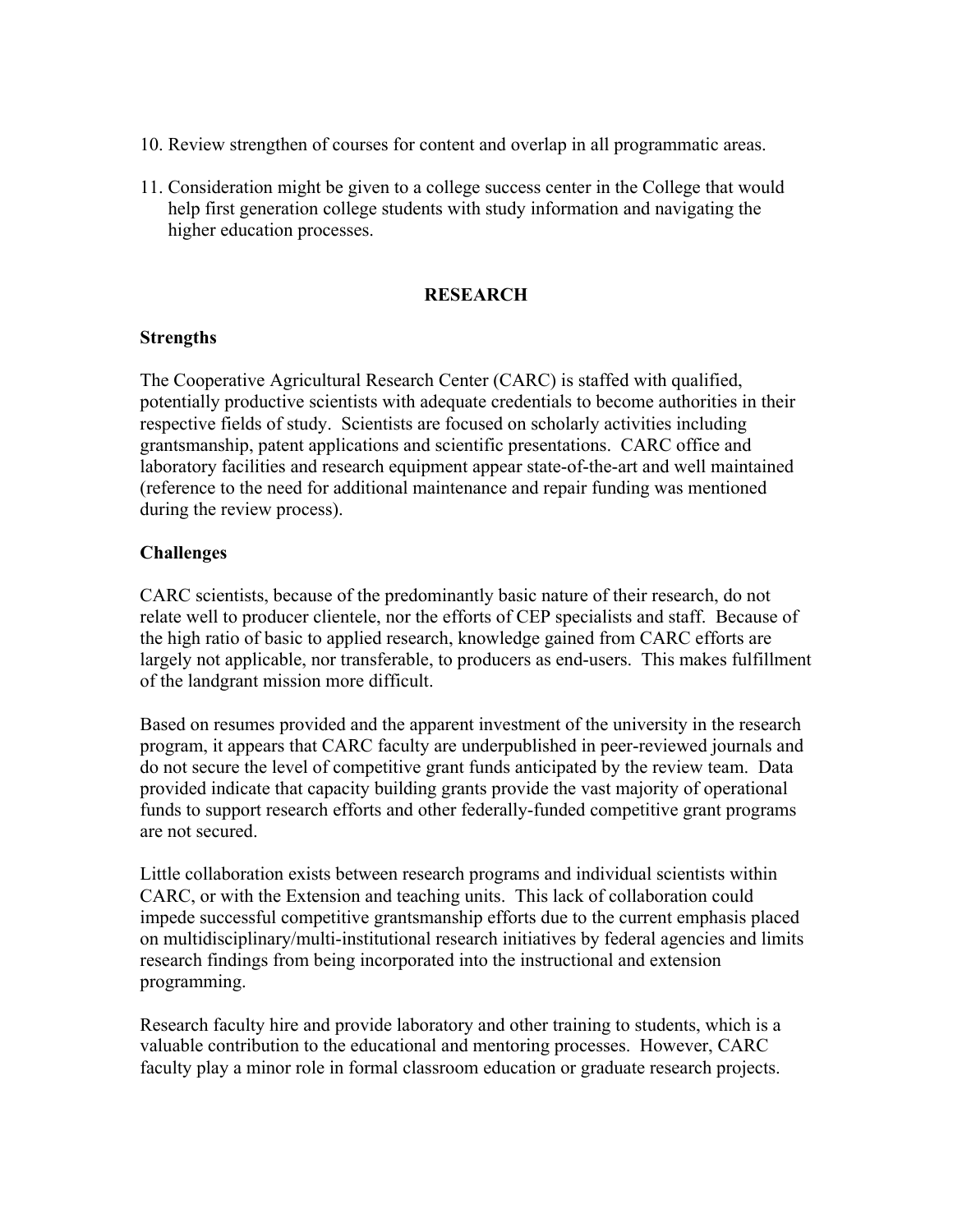10. Review strengthen of courses for content and overlap in all programmatic areas.

11. Consideration might be given to a college success center in the College that would help first generation college students with study information and navigating the higher education processes.

## RESEARCH

### Strengths

The Cooperative Agricultural Research Center (CARC) is staffed with qualified, potentially productive scientists with adequate credentials to become authorities in their respective fields of study. Scientists are focused on scholarly activities including grantsmanship, patent applications and scientific presentations. CARC office and laboratory facilities and research equipment appear state-of-the-art and well maintained (reference to the need for additional maintenance and repair funding was mentioned during the review process).

### Challenges

CARC scientists, because of the predominantly basic nature of their research, do not relate well to producer clientele, nor the efforts of CEP specialists and staff. Because of the high ratio of basic to applied research, knowledge gained from CARC efforts are largely not applicable, nor transferable, to producers as end-users. This makes fulfillment of the landgrant mission more difficult.

Based on resumes provided and the apparent investment of the university in the research program, it appears that CARC faculty are underpublished in peer-reviewed journals and do not secure the level of competitive grant funds anticipated by the review team. Data provided indicate that capacity building grants provide the vast majority of operational funds to support research efforts and other federally-funded competitive grant programs are not secured.

Little collaboration exists between research programs and individual scientists within CARC, or with the Extension and teaching units. This lack of collaboration could impede successful competitive grantsmanship efforts due to the current emphasis placed on multidisciplinary/multi-institutional research initiatives by federal agencies and limits research findings from being incorporated into the instructional and extension programming.

Research faculty hire and provide laboratory and other training to students, which is a valuable contribution to the educational and mentoring processes. However, CARC faculty play a minor role in formal classroom education or graduate research projects.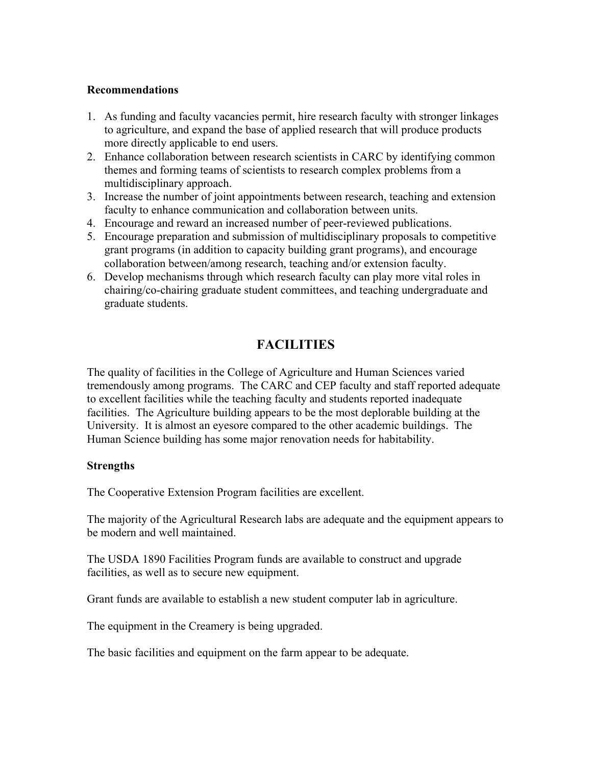**Recommendations**

1. As funding and faculty vacancies permit, hire research faculty with stronger linkages to agriculture, and expand the base of applied research that will produce products more directly applicable to end users.
2. Enhance collaboration between research scientists in CARC by identifying common themes and forming teams of scientists to research complex problems from a multidisciplinary approach.
3. Increase the number of joint appointments between research, teaching and extension faculty to enhance communication and collaboration between units.
4. Encourage and reward an increased number of peer-reviewed publications.
5. Encourage preparation and submission of multidisciplinary proposals to competitive grant programs (in addition to capacity building grant programs), and encourage collaboration between/among research, teaching and/or extension faculty.
6. Develop mechanisms through which research faculty can play more vital roles in chairing/co-chairing graduate student committees, and teaching undergraduate and graduate students.

## FACILITIES

The quality of facilities in the College of Agriculture and Human Sciences varied tremendously among programs. The CARC and CEP faculty and staff reported adequate to excellent facilities while the teaching faculty and students reported inadequate facilities. The Agriculture building appears to be the most deplorable building at the University. It is almost an eyesore compared to the other academic buildings. The Human Science building has some major renovation needs for habitability.

**Strengths**

The Cooperative Extension Program facilities are excellent.

The majority of the Agricultural Research labs are adequate and the equipment appears to be modern and well maintained.

The USDA 1890 Facilities Program funds are available to construct and upgrade facilities, as well as to secure new equipment.

Grant funds are available to establish a new student computer lab in agriculture.

The equipment in the Creamery is being upgraded.

The basic facilities and equipment on the farm appear to be adequate.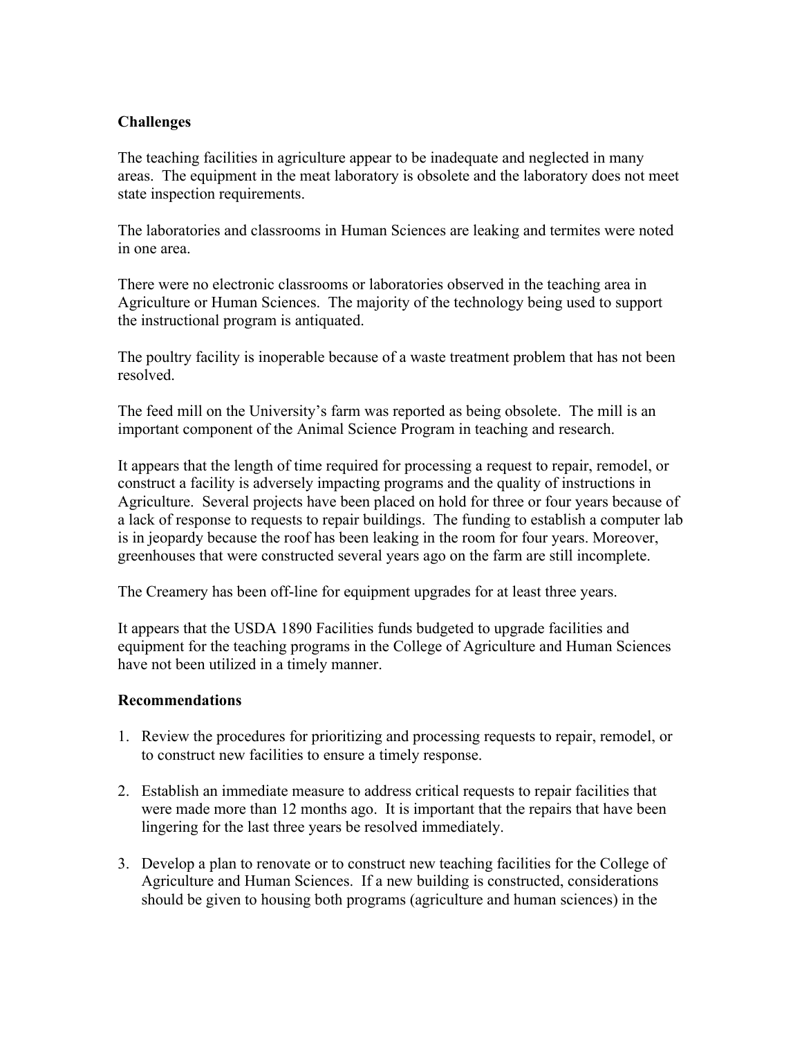**Challenges**

The teaching facilities in agriculture appear to be inadequate and neglected in many areas. The equipment in the meat laboratory is obsolete and the laboratory does not meet state inspection requirements.

The laboratories and classrooms in Human Sciences are leaking and termites were noted in one area.

There were no electronic classrooms or laboratories observed in the teaching area in Agriculture or Human Sciences. The majority of the technology being used to support the instructional program is antiquated.

The poultry facility is inoperable because of a waste treatment problem that has not been resolved.

The feed mill on the University's farm was reported as being obsolete. The mill is an important component of the Animal Science Program in teaching and research.

It appears that the length of time required for processing a request to repair, remodel, or construct a facility is adversely impacting programs and the quality of instructions in Agriculture. Several projects have been placed on hold for three or four years because of a lack of response to requests to repair buildings. The funding to establish a computer lab is in jeopardy because the roof has been leaking in the room for four years. Moreover, greenhouses that were constructed several years ago on the farm are still incomplete.

The Creamery has been off-line for equipment upgrades for at least three years.

It appears that the USDA 1890 Facilities funds budgeted to upgrade facilities and equipment for the teaching programs in the College of Agriculture and Human Sciences have not been utilized in a timely manner.

**Recommendations**

1. Review the procedures for prioritizing and processing requests to repair, remodel, or to construct new facilities to ensure a timely response.

2. Establish an immediate measure to address critical requests to repair facilities that were made more than 12 months ago. It is important that the repairs that have been lingering for the last three years be resolved immediately.

3. Develop a plan to renovate or to construct new teaching facilities for the College of Agriculture and Human Sciences. If a new building is constructed, considerations should be given to housing both programs (agriculture and human sciences) in the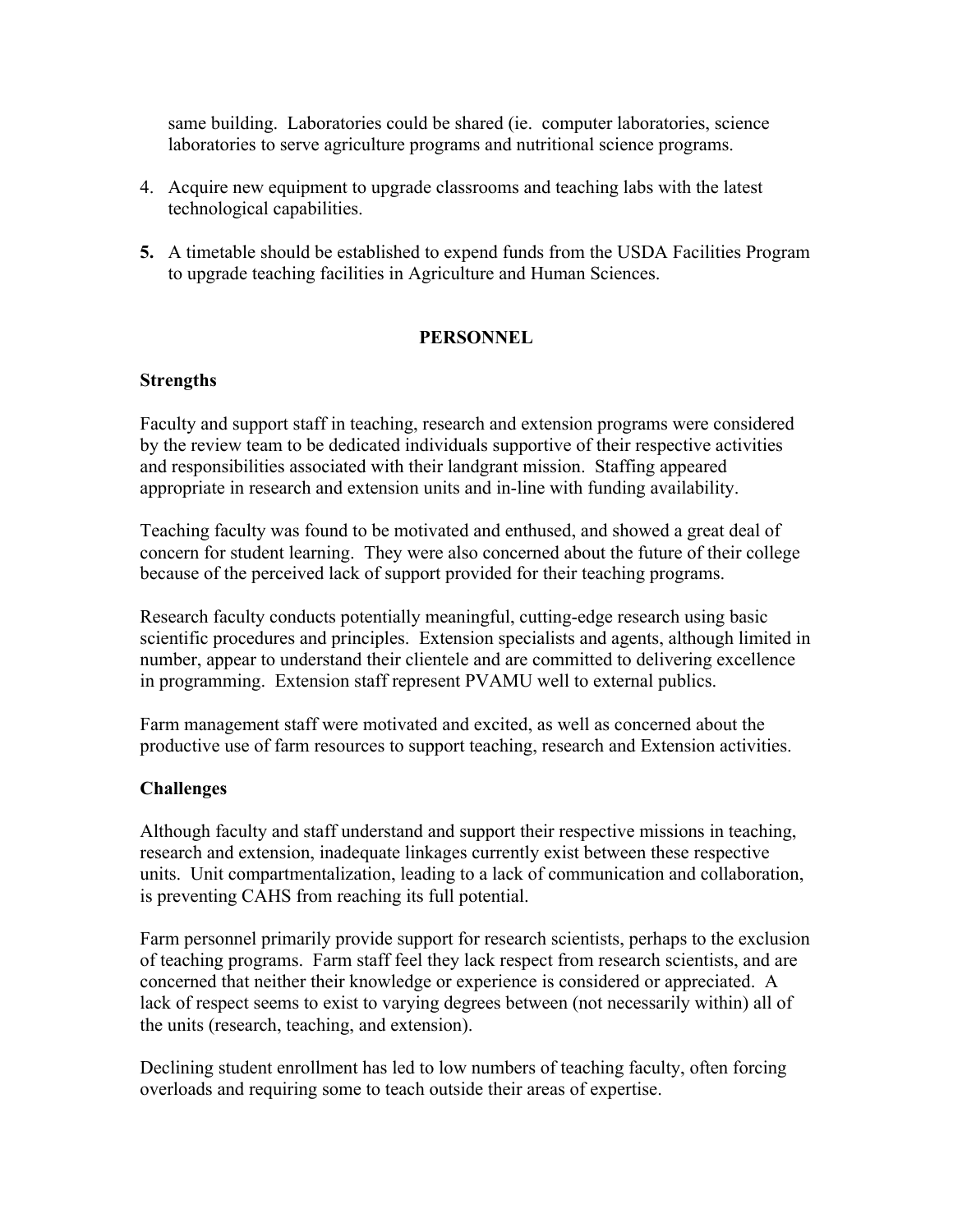same building. Laboratories could be shared (ie. computer laboratories, science laboratories to serve agriculture programs and nutritional science programs.

4. Acquire new equipment to upgrade classrooms and teaching labs with the latest technological capabilities.

5. A timetable should be established to expend funds from the USDA Facilities Program to upgrade teaching facilities in Agriculture and Human Sciences.

## PERSONNEL

### Strengths

Faculty and support staff in teaching, research and extension programs were considered by the review team to be dedicated individuals supportive of their respective activities and responsibilities associated with their landgrant mission. Staffing appeared appropriate in research and extension units and in-line with funding availability.

Teaching faculty was found to be motivated and enthused, and showed a great deal of concern for student learning. They were also concerned about the future of their college because of the perceived lack of support provided for their teaching programs.

Research faculty conducts potentially meaningful, cutting-edge research using basic scientific procedures and principles. Extension specialists and agents, although limited in number, appear to understand their clientele and are committed to delivering excellence in programming. Extension staff represent PVAMU well to external publics.

Farm management staff were motivated and excited, as well as concerned about the productive use of farm resources to support teaching, research and Extension activities.

### Challenges

Although faculty and staff understand and support their respective missions in teaching, research and extension, inadequate linkages currently exist between these respective units. Unit compartmentalization, leading to a lack of communication and collaboration, is preventing CAHS from reaching its full potential.

Farm personnel primarily provide support for research scientists, perhaps to the exclusion of teaching programs. Farm staff feel they lack respect from research scientists, and are concerned that neither their knowledge or experience is considered or appreciated. A lack of respect seems to exist to varying degrees between (not necessarily within) all of the units (research, teaching, and extension).

Declining student enrollment has led to low numbers of teaching faculty, often forcing overloads and requiring some to teach outside their areas of expertise.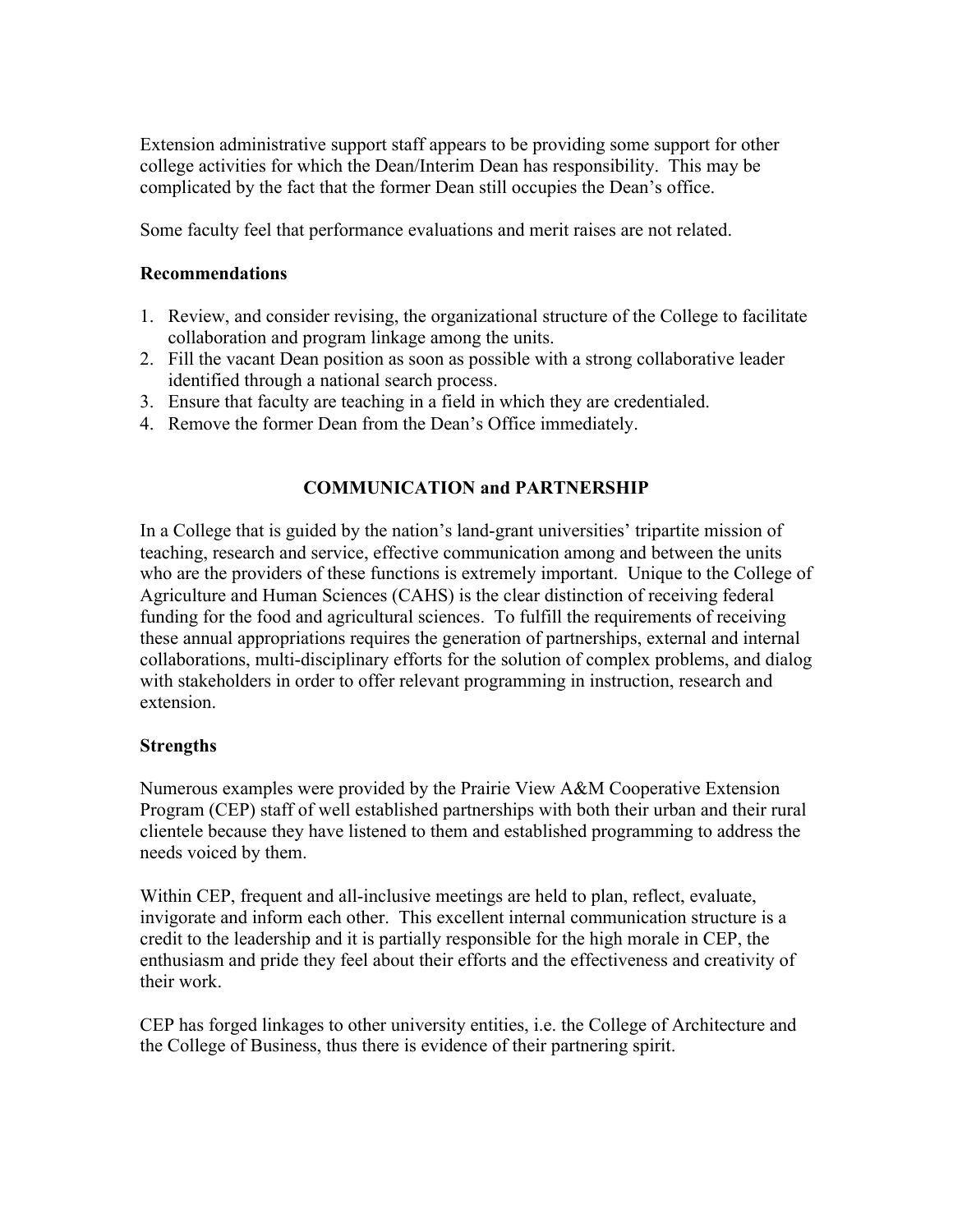Extension administrative support staff appears to be providing some support for other college activities for which the Dean/Interim Dean has responsibility. This may be complicated by the fact that the former Dean still occupies the Dean's office.

Some faculty feel that performance evaluations and merit raises are not related.

**Recommendations**

1. Review, and consider revising, the organizational structure of the College to facilitate collaboration and program linkage among the units.
2. Fill the vacant Dean position as soon as possible with a strong collaborative leader identified through a national search process.
3. Ensure that faculty are teaching in a field in which they are credentialed.
4. Remove the former Dean from the Dean's Office immediately.

## COMMUNICATION and PARTNERSHIP

In a College that is guided by the nation's land-grant universities' tripartite mission of teaching, research and service, effective communication among and between the units who are the providers of these functions is extremely important. Unique to the College of Agriculture and Human Sciences (CAHS) is the clear distinction of receiving federal funding for the food and agricultural sciences. To fulfill the requirements of receiving these annual appropriations requires the generation of partnerships, external and internal collaborations, multi-disciplinary efforts for the solution of complex problems, and dialog with stakeholders in order to offer relevant programming in instruction, research and extension.

**Strengths**

Numerous examples were provided by the Prairie View A&M Cooperative Extension Program (CEP) staff of well established partnerships with both their urban and their rural clientele because they have listened to them and established programming to address the needs voiced by them.

Within CEP, frequent and all-inclusive meetings are held to plan, reflect, evaluate, invigorate and inform each other. This excellent internal communication structure is a credit to the leadership and it is partially responsible for the high morale in CEP, the enthusiasm and pride they feel about their efforts and the effectiveness and creativity of their work.

CEP has forged linkages to other university entities, i.e. the College of Architecture and the College of Business, thus there is evidence of their partnering spirit.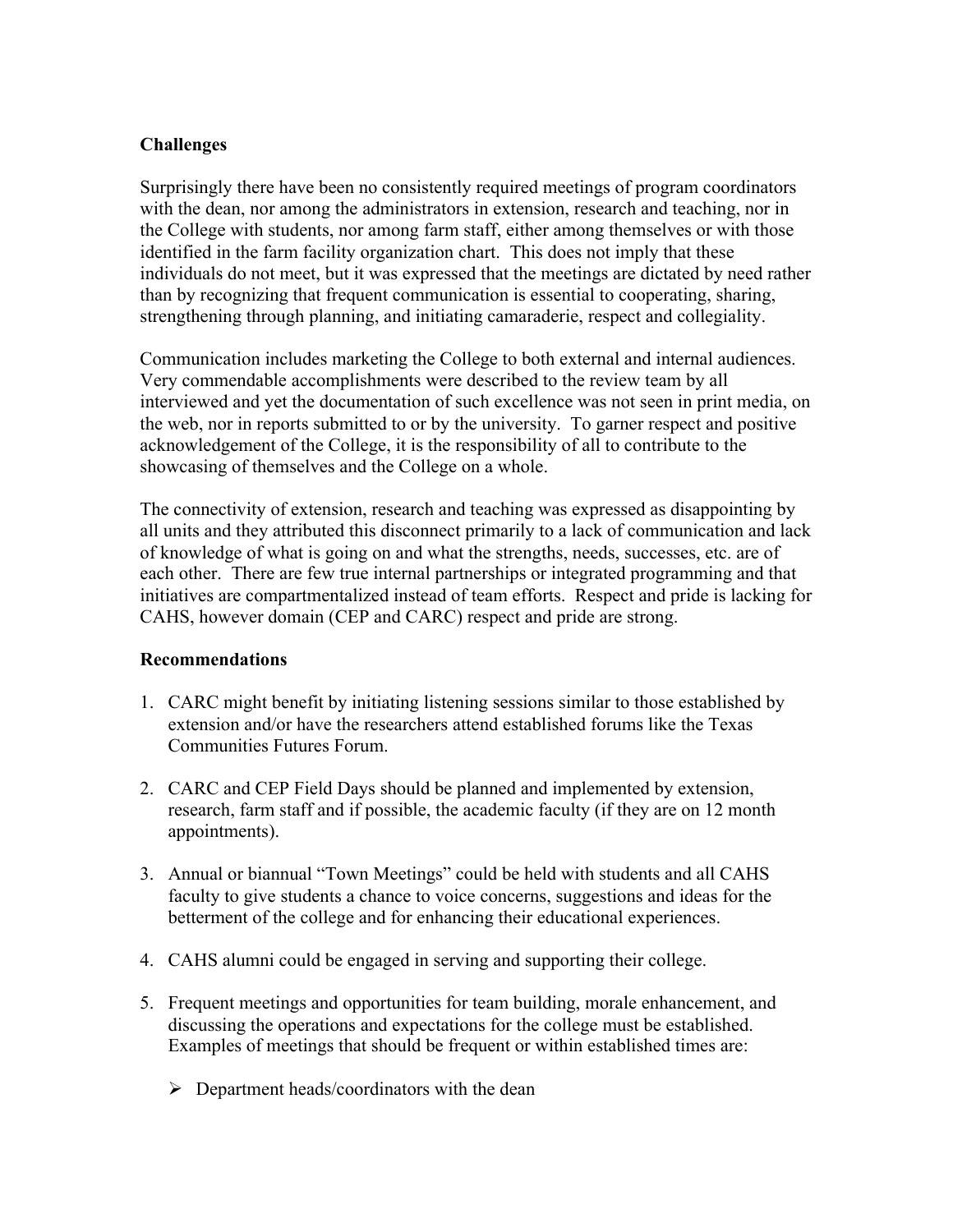**Challenges**

Surprisingly there have been no consistently required meetings of program coordinators with the dean, nor among the administrators in extension, research and teaching, nor in the College with students, nor among farm staff, either among themselves or with those identified in the farm facility organization chart. This does not imply that these individuals do not meet, but it was expressed that the meetings are dictated by need rather than by recognizing that frequent communication is essential to cooperating, sharing, strengthening through planning, and initiating camaraderie, respect and collegiality.

Communication includes marketing the College to both external and internal audiences. Very commendable accomplishments were described to the review team by all interviewed and yet the documentation of such excellence was not seen in print media, on the web, nor in reports submitted to or by the university. To garner respect and positive acknowledgement of the College, it is the responsibility of all to contribute to the showcasing of themselves and the College on a whole.

The connectivity of extension, research and teaching was expressed as disappointing by all units and they attributed this disconnect primarily to a lack of communication and lack of knowledge of what is going on and what the strengths, needs, successes, etc. are of each other. There are few true internal partnerships or integrated programming and that initiatives are compartmentalized instead of team efforts. Respect and pride is lacking for CAHS, however domain (CEP and CARC) respect and pride are strong.

**Recommendations**

1. CARC might benefit by initiating listening sessions similar to those established by extension and/or have the researchers attend established forums like the Texas Communities Futures Forum.

2. CARC and CEP Field Days should be planned and implemented by extension, research, farm staff and if possible, the academic faculty (if they are on 12 month appointments).

3. Annual or biannual "Town Meetings" could be held with students and all CAHS faculty to give students a chance to voice concerns, suggestions and ideas for the betterment of the college and for enhancing their educational experiences.

4. CAHS alumni could be engaged in serving and supporting their college.

5. Frequent meetings and opportunities for team building, morale enhancement, and discussing the operations and expectations for the college must be established. Examples of meetings that should be frequent or within established times are:

    - Department heads/coordinators with the dean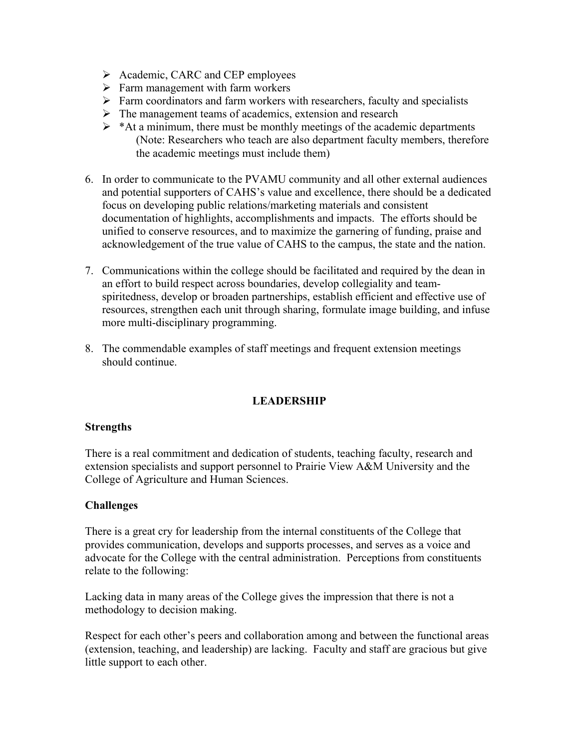- Academic, CARC and CEP employees
- Farm management with farm workers
- Farm coordinators and farm workers with researchers, faculty and specialists
- The management teams of academics, extension and research
- *At a minimum, there must be monthly meetings of the academic departments (Note: Researchers who teach are also department faculty members, therefore the academic meetings must include them)

6. In order to communicate to the PVAMU community and all other external audiences and potential supporters of CAHS's value and excellence, there should be a dedicated focus on developing public relations/marketing materials and consistent documentation of highlights, accomplishments and impacts. The efforts should be unified to conserve resources, and to maximize the garnering of funding, praise and acknowledgement of the true value of CAHS to the campus, the state and the nation.

7. Communications within the college should be facilitated and required by the dean in an effort to build respect across boundaries, develop collegiality and team-spiritedness, develop or broaden partnerships, establish efficient and effective use of resources, strengthen each unit through sharing, formulate image building, and infuse more multi-disciplinary programming.

8. The commendable examples of staff meetings and frequent extension meetings should continue.

## LEADERSHIP

### Strengths

There is a real commitment and dedication of students, teaching faculty, research and extension specialists and support personnel to Prairie View A&M University and the College of Agriculture and Human Sciences.

### Challenges

There is a great cry for leadership from the internal constituents of the College that provides communication, develops and supports processes, and serves as a voice and advocate for the College with the central administration. Perceptions from constituents relate to the following:

Lacking data in many areas of the College gives the impression that there is not a methodology to decision making.

Respect for each other's peers and collaboration among and between the functional areas (extension, teaching, and leadership) are lacking. Faculty and staff are gracious but give little support to each other.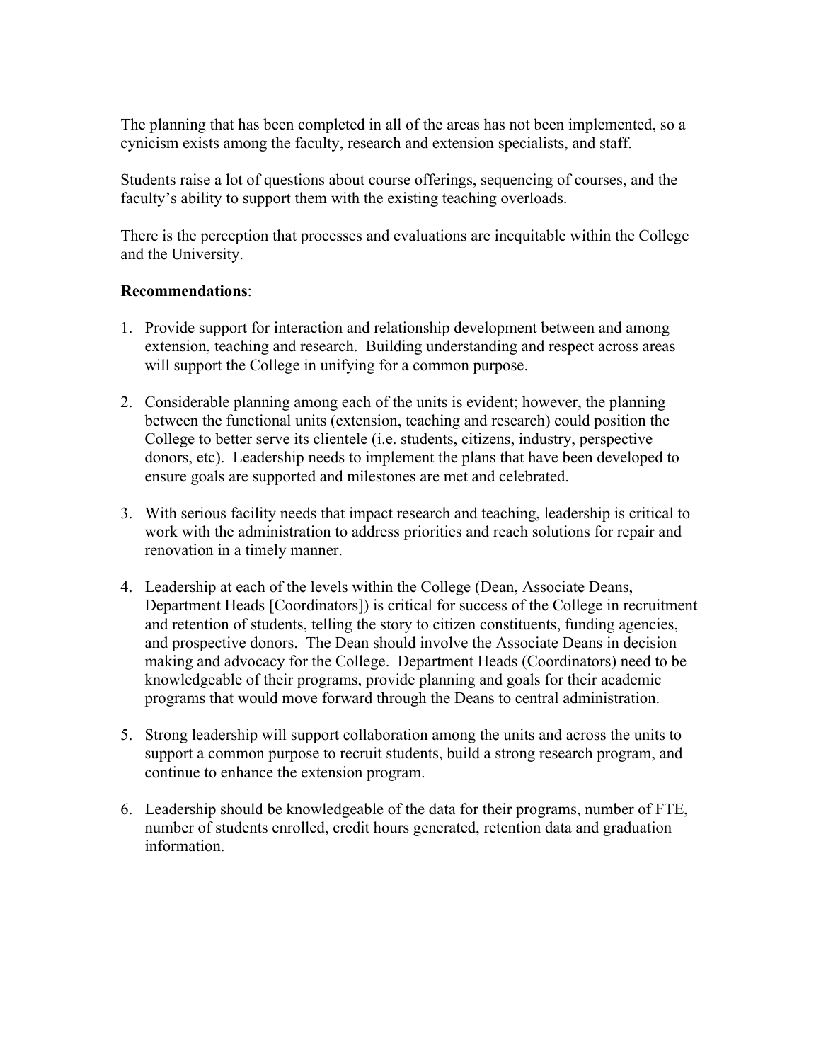The planning that has been completed in all of the areas has not been implemented, so a cynicism exists among the faculty, research and extension specialists, and staff.

Students raise a lot of questions about course offerings, sequencing of courses, and the faculty's ability to support them with the existing teaching overloads.

There is the perception that processes and evaluations are inequitable within the College and the University.

**Recommendations**:

1. Provide support for interaction and relationship development between and among extension, teaching and research. Building understanding and respect across areas will support the College in unifying for a common purpose.

2. Considerable planning among each of the units is evident; however, the planning between the functional units (extension, teaching and research) could position the College to better serve its clientele (i.e. students, citizens, industry, perspective donors, etc). Leadership needs to implement the plans that have been developed to ensure goals are supported and milestones are met and celebrated.

3. With serious facility needs that impact research and teaching, leadership is critical to work with the administration to address priorities and reach solutions for repair and renovation in a timely manner.

4. Leadership at each of the levels within the College (Dean, Associate Deans, Department Heads [Coordinators]) is critical for success of the College in recruitment and retention of students, telling the story to citizen constituents, funding agencies, and prospective donors. The Dean should involve the Associate Deans in decision making and advocacy for the College. Department Heads (Coordinators) need to be knowledgeable of their programs, provide planning and goals for their academic programs that would move forward through the Deans to central administration.

5. Strong leadership will support collaboration among the units and across the units to support a common purpose to recruit students, build a strong research program, and continue to enhance the extension program.

6. Leadership should be knowledgeable of the data for their programs, number of FTE, number of students enrolled, credit hours generated, retention data and graduation information.